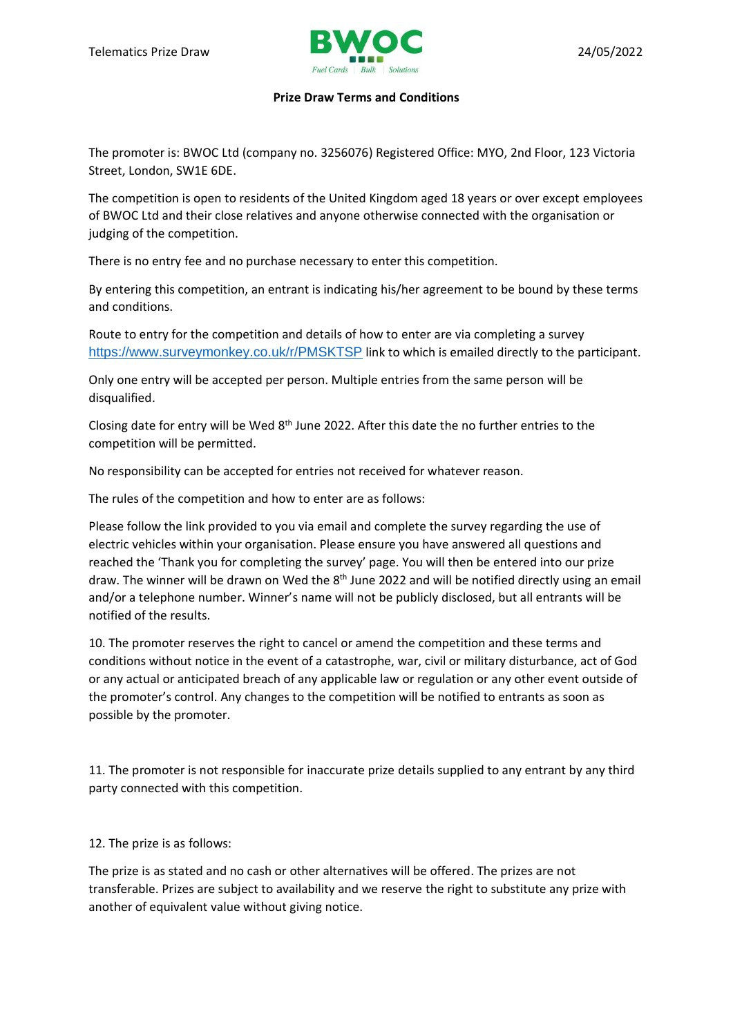## Prize Draw Terms and Conditions

The promoter is: BWOC Ltd (company no. 3256076) Registered Office: MYO, 2nd Floor, 123 Victoria Street, London, SW1E 6DE.

The competition is open to residents of the United Kingdom aged 18 years or over except employees of BWOC Ltd and their close relatives and anyone otherwise connected with the organisation or judging of the competition.

There is no entry fee and no purchase necessary to enter this competition.

By entering this competition, an entrant is indicating his/her agreement to be bound by these terms and conditions.

Route to entry for the competition and details of how to enter are via completing a survey https://www.surveymonkey.co.uk/r/PMSKTSP link to which is emailed directly to the participant.

Only one entry will be accepted per person. Multiple entries from the same person will be disqualified.

Closing date for entry will be Wed 8th June 2022. After this date the no further entries to the competition will be permitted.

No responsibility can be accepted for entries not received for whatever reason.

The rules of the competition and how to enter are as follows:

Please follow the link provided to you via email and complete the survey regarding the use of electric vehicles within your organisation. Please ensure you have answered all questions and reached the 'Thank you for completing the survey' page. You will then be entered into our prize draw. The winner will be drawn on Wed the 8th June 2022 and will be notified directly using an email and/or a telephone number. Winner's name will not be publicly disclosed, but all entrants will be notified of the results.

10. The promoter reserves the right to cancel or amend the competition and these terms and conditions without notice in the event of a catastrophe, war, civil or military disturbance, act of God or any actual or anticipated breach of any applicable law or regulation or any other event outside of the promoter's control. Any changes to the competition will be notified to entrants as soon as possible by the promoter.

11. The promoter is not responsible for inaccurate prize details supplied to any entrant by any third party connected with this competition.

12. The prize is as follows:

The prize is as stated and no cash or other alternatives will be offered. The prizes are not transferable. Prizes are subject to availability and we reserve the right to substitute any prize with another of equivalent value without giving notice.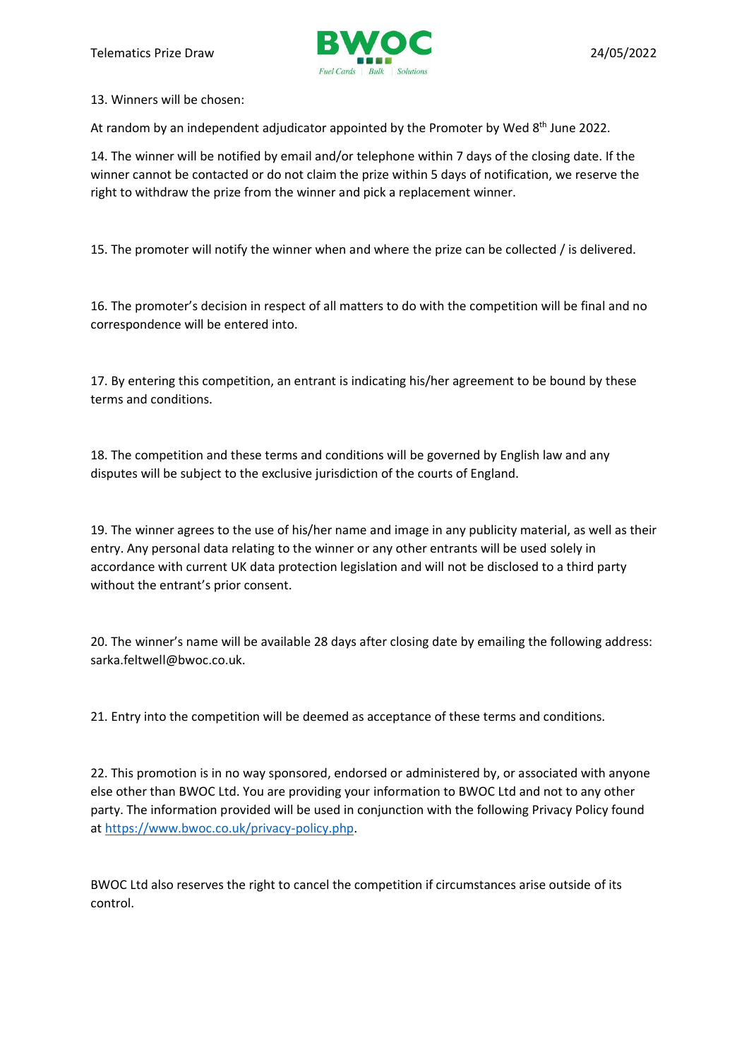13. Winners will be chosen:

At random by an independent adjudicator appointed by the Promoter by Wed 8th June 2022.

14. The winner will be notified by email and/or telephone within 7 days of the closing date. If the winner cannot be contacted or do not claim the prize within 5 days of notification, we reserve the right to withdraw the prize from the winner and pick a replacement winner.

15. The promoter will notify the winner when and where the prize can be collected / is delivered.

16. The promoter's decision in respect of all matters to do with the competition will be final and no correspondence will be entered into.

17. By entering this competition, an entrant is indicating his/her agreement to be bound by these terms and conditions.

18. The competition and these terms and conditions will be governed by English law and any disputes will be subject to the exclusive jurisdiction of the courts of England.

19. The winner agrees to the use of his/her name and image in any publicity material, as well as their entry. Any personal data relating to the winner or any other entrants will be used solely in accordance with current UK data protection legislation and will not be disclosed to a third party without the entrant's prior consent.

20. The winner's name will be available 28 days after closing date by emailing the following address: sarka.feltwell@bwoc.co.uk.

21. Entry into the competition will be deemed as acceptance of these terms and conditions.

22. This promotion is in no way sponsored, endorsed or administered by, or associated with anyone else other than BWOC Ltd. You are providing your information to BWOC Ltd and not to any other party. The information provided will be used in conjunction with the following Privacy Policy found at https://www.bwoc.co.uk/privacy-policy.php.

BWOC Ltd also reserves the right to cancel the competition if circumstances arise outside of its control.